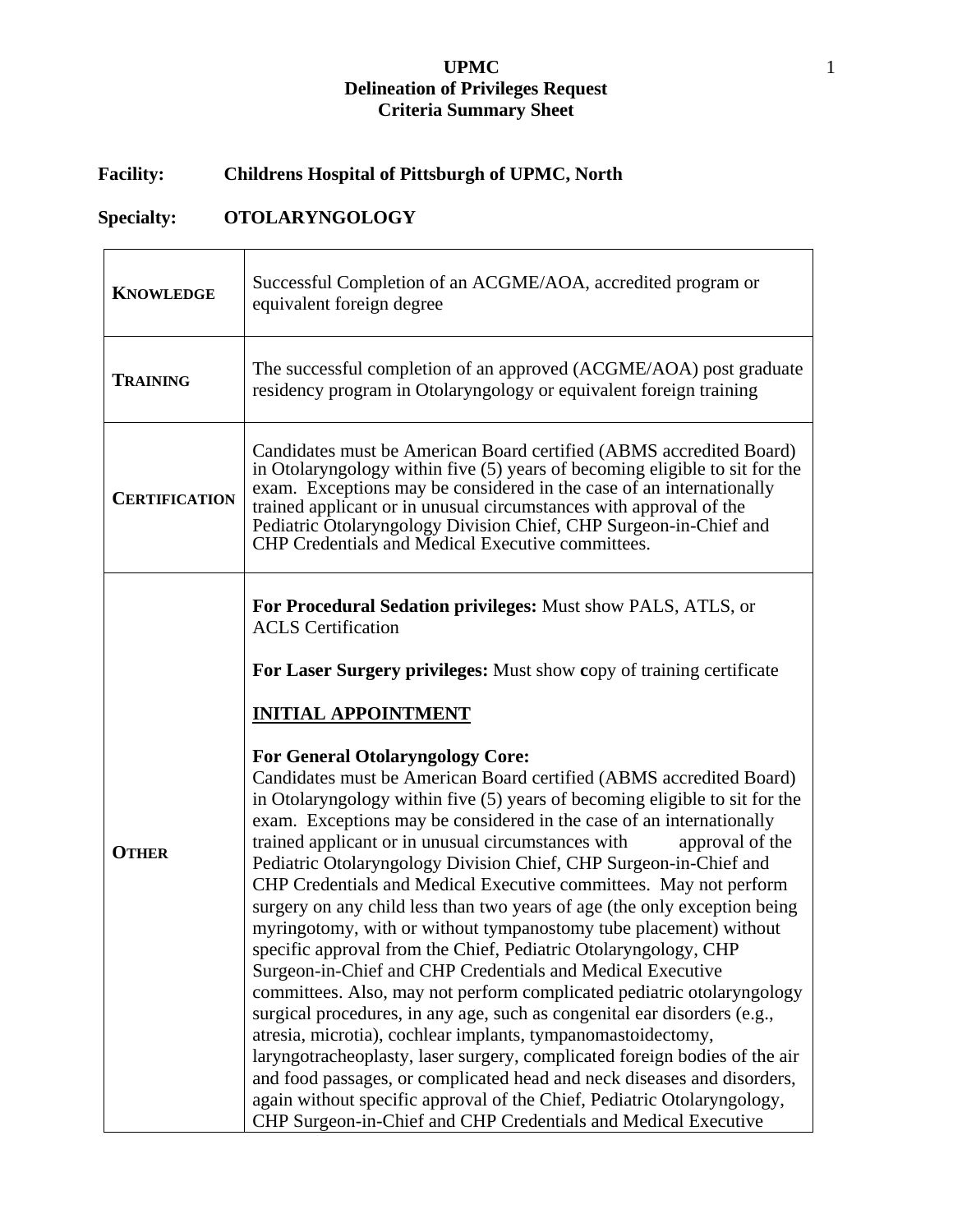**UPMC**
**Delineation of Privileges Request**
**Criteria Summary Sheet**

**Facility:** **Childrens Hospital of Pittsburgh of UPMC, North**

**Specialty:** **OTOLARYNGOLOGY**

| | |
|---|---|
| **KNOWLEDGE** | Successful Completion of an ACGME/AOA, accredited program or equivalent foreign degree |
| **TRAINING** | The successful completion of an approved (ACGME/AOA) post graduate residency program in Otolaryngology or equivalent foreign training |
| **CERTIFICATION** | Candidates must be American Board certified (ABMS accredited Board) in Otolaryngology within five (5) years of becoming eligible to sit for the exam. Exceptions may be considered in the case of an internationally trained applicant or in unusual circumstances with approval of the Pediatric Otolaryngology Division Chief, CHP Surgeon-in-Chief and CHP Credentials and Medical Executive committees. |
| **OTHER** | **For Procedural Sedation privileges:** Must show PALS, ATLS, or ACLS Certification<br><br>**For Laser Surgery privileges:** Must show **c**opy of training certificate<br><br>**INITIAL APPOINTMENT**<br><br>**For General Otolaryngology Core:**<br>Candidates must be American Board certified (ABMS accredited Board) in Otolaryngology within five (5) years of becoming eligible to sit for the exam. Exceptions may be considered in the case of an internationally trained applicant or in unusual circumstances with approval of the Pediatric Otolaryngology Division Chief, CHP Surgeon-in-Chief and CHP Credentials and Medical Executive committees. May not perform surgery on any child less than two years of age (the only exception being myringotomy, with or without tympanostomy tube placement) without specific approval from the Chief, Pediatric Otolaryngology, CHP Surgeon-in-Chief and CHP Credentials and Medical Executive committees. Also, may not perform complicated pediatric otolaryngology surgical procedures, in any age, such as congenital ear disorders (e.g., atresia, microtia), cochlear implants, tympanomastoidectomy, laryngotracheoplasty, laser surgery, complicated foreign bodies of the air and food passages, or complicated head and neck diseases and disorders, again without specific approval of the Chief, Pediatric Otolaryngology, CHP Surgeon-in-Chief and CHP Credentials and Medical Executive |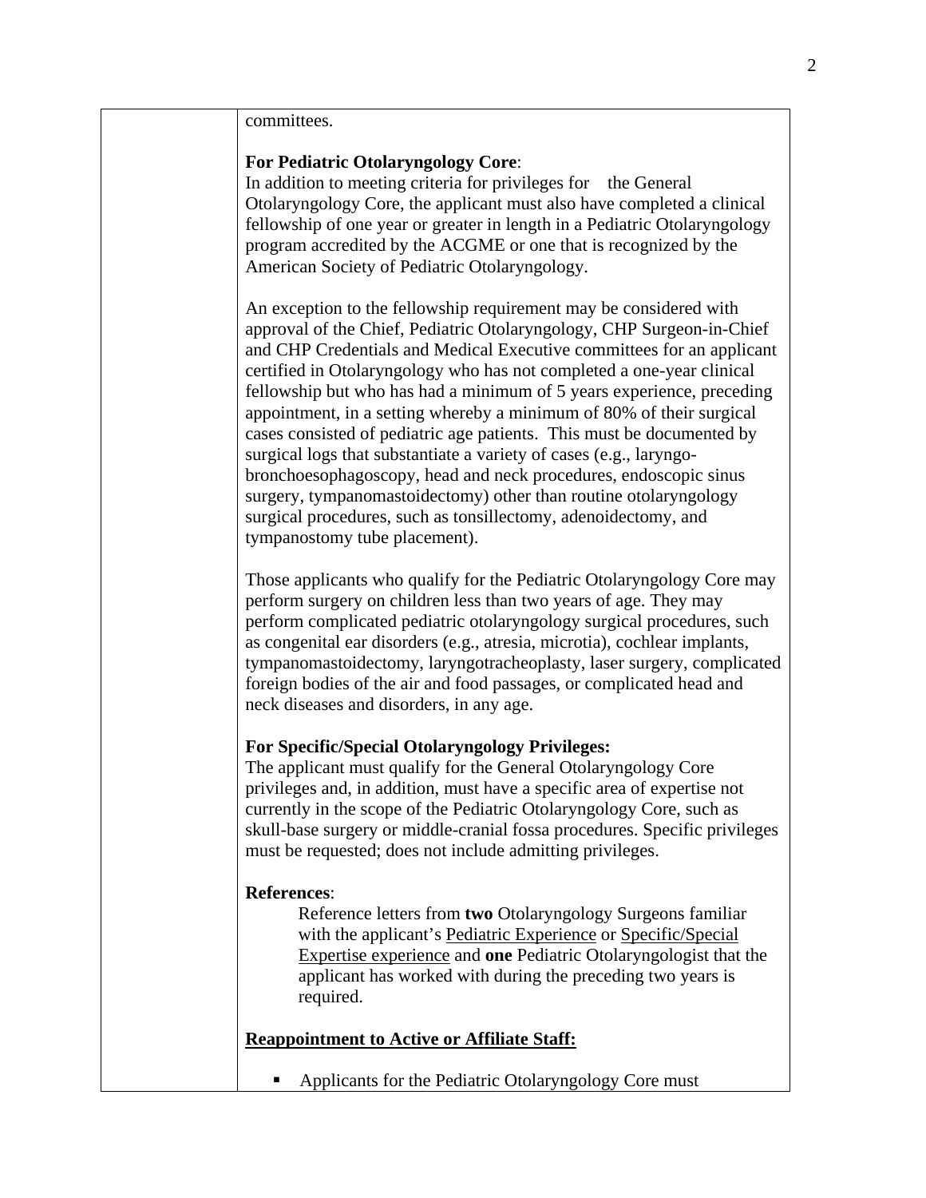committees.

**For Pediatric Otolaryngology Core**:
In addition to meeting criteria for privileges for the General Otolaryngology Core, the applicant must also have completed a clinical fellowship of one year or greater in length in a Pediatric Otolaryngology program accredited by the ACGME or one that is recognized by the American Society of Pediatric Otolaryngology.

An exception to the fellowship requirement may be considered with approval of the Chief, Pediatric Otolaryngology, CHP Surgeon-in-Chief and CHP Credentials and Medical Executive committees for an applicant certified in Otolaryngology who has not completed a one-year clinical fellowship but who has had a minimum of 5 years experience, preceding appointment, in a setting whereby a minimum of 80% of their surgical cases consisted of pediatric age patients. This must be documented by surgical logs that substantiate a variety of cases (e.g., laryngo-bronchoesophagoscopy, head and neck procedures, endoscopic sinus surgery, tympanomastoidectomy) other than routine otolaryngology surgical procedures, such as tonsillectomy, adenoidectomy, and tympanostomy tube placement).

Those applicants who qualify for the Pediatric Otolaryngology Core may perform surgery on children less than two years of age. They may perform complicated pediatric otolaryngology surgical procedures, such as congenital ear disorders (e.g., atresia, microtia), cochlear implants, tympanomastoidectomy, laryngotracheoplasty, laser surgery, complicated foreign bodies of the air and food passages, or complicated head and neck diseases and disorders, in any age.

**For Specific/Special Otolaryngology Privileges:**
The applicant must qualify for the General Otolaryngology Core privileges and, in addition, must have a specific area of expertise not currently in the scope of the Pediatric Otolaryngology Core, such as skull-base surgery or middle-cranial fossa procedures. Specific privileges must be requested; does not include admitting privileges.

**References**:

Reference letters from **two** Otolaryngology Surgeons familiar with the applicant's Pediatric Experience or Specific/Special Expertise experience and **one** Pediatric Otolaryngologist that the applicant has worked with during the preceding two years is required.

**Reappointment to Active or Affiliate Staff:**

- Applicants for the Pediatric Otolaryngology Core must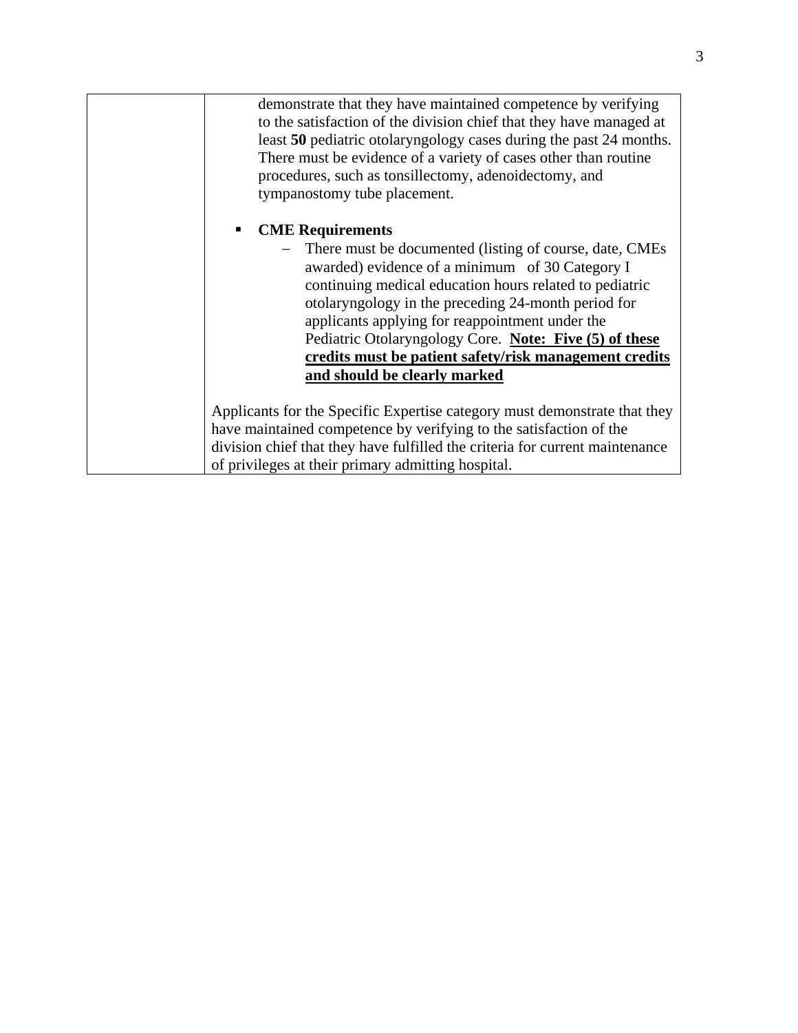| | |
|---|---|
| | demonstrate that they have maintained competence by verifying to the satisfaction of the division chief that they have managed at least **50** pediatric otolaryngology cases during the past 24 months. There must be evidence of a variety of cases other than routine procedures, such as tonsillectomy, adenoidectomy, and tympanostomy tube placement.<br><br>▪ **CME Requirements**<br>– There must be documented (listing of course, date, CMEs awarded) evidence of a minimum of 30 Category I continuing medical education hours related to pediatric otolaryngology in the preceding 24-month period for applicants applying for reappointment under the Pediatric Otolaryngology Core. <u>**Note: Five (5) of these credits must be patient safety/risk management credits and should be clearly marked**</u><br><br>Applicants for the Specific Expertise category must demonstrate that they have maintained competence by verifying to the satisfaction of the division chief that they have fulfilled the criteria for current maintenance of privileges at their primary admitting hospital. |